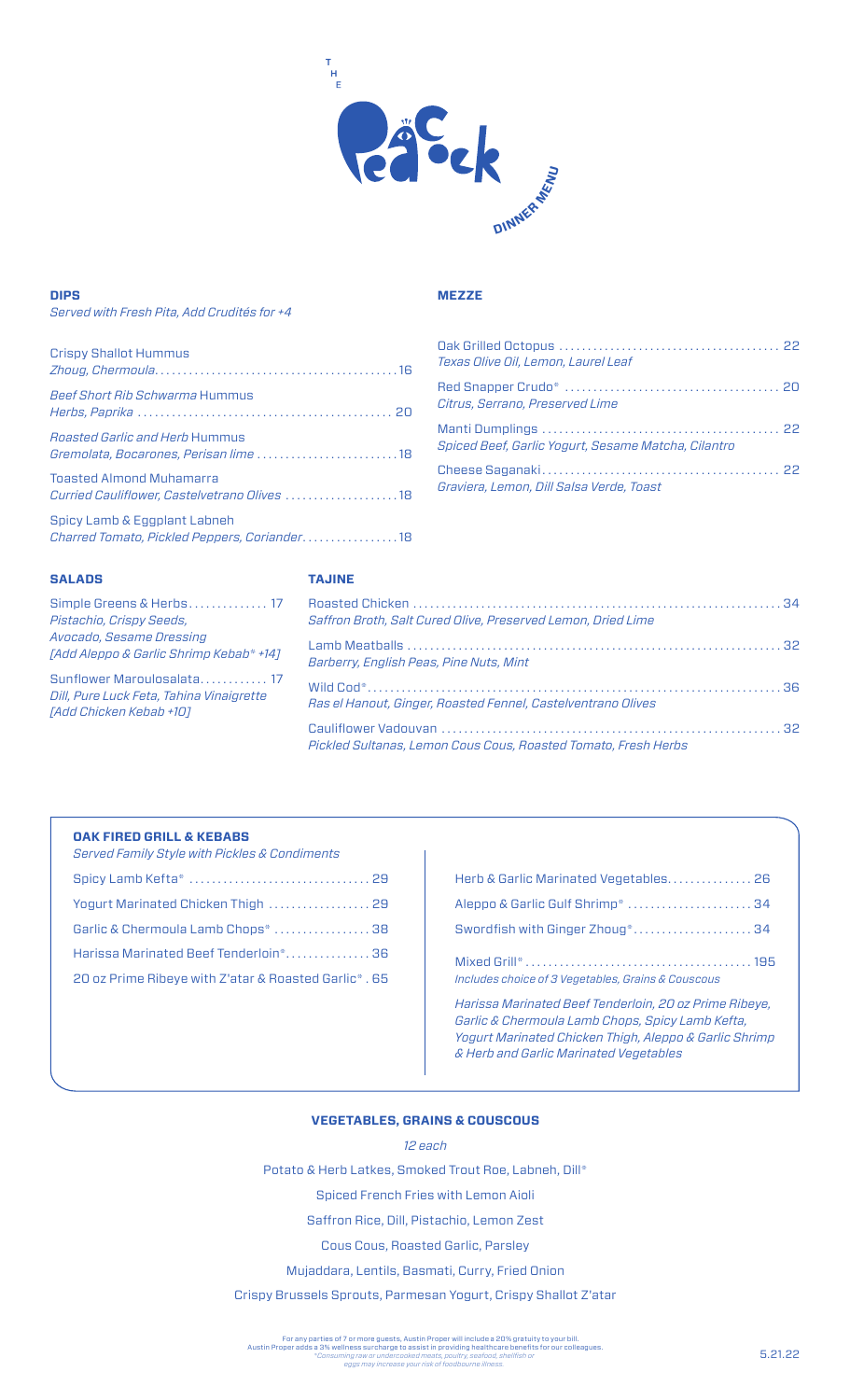# THE Peacock

DINNER MENU

## DIPS

*Served with Fresh Pita, Add Crudités for +4*

Crispy Shallot Hummus
*Zhoug, Chermoula* ... 16

*Beef Short Rib Schwarma* Hummus
*Herbs, Paprika* ... 20

*Roasted Garlic and Herb* Hummus
*Gremolata, Bocarones, Perisan lime* ... 18

Toasted Almond Muhamarra
*Curried Cauliflower, Castelvetrano Olives* ... 18

Spicy Lamb & Eggplant Labneh
*Charred Tomato, Pickled Peppers, Coriander* ... 18

## MEZZE

Oak Grilled Octopus ... 22
*Texas Olive Oil, Lemon, Laurel Leaf*

Red Snapper Crudo* ... 20
*Citrus, Serrano, Preserved Lime*

Manti Dumplings ... 22
*Spiced Beef, Garlic Yogurt, Sesame Matcha, Cilantro*

Cheese Saganaki ... 22
*Graviera, Lemon, Dill Salsa Verde, Toast*

## SALADS

Simple Greens & Herbs ... 17
*Pistachio, Crispy Seeds, Avocado, Sesame Dressing*
*[Add Aleppo & Garlic Shrimp Kebab* +14]*

Sunflower Maroulosalata ... 17
*Dill, Pure Luck Feta, Tahina Vinaigrette*
*[Add Chicken Kebab +10]*

## TAJINE

Roasted Chicken ... 34
*Saffron Broth, Salt Cured Olive, Preserved Lemon, Dried Lime*

Lamb Meatballs ... 32
*Barberry, English Peas, Pine Nuts, Mint*

Wild Cod* ... 36
*Ras el Hanout, Ginger, Roasted Fennel, Castelventrano Olives*

Cauliflower Vadouvan ... 32
*Pickled Sultanas, Lemon Cous Cous, Roasted Tomato, Fresh Herbs*

## OAK FIRED GRILL & KEBABS

*Served Family Style with Pickles & Condiments*

Spicy Lamb Kefta* ... 29

Yogurt Marinated Chicken Thigh ... 29

Garlic & Chermoula Lamb Chops* ... 38

Harissa Marinated Beef Tenderloin* ... 36

20 oz Prime Ribeye with Z'atar & Roasted Garlic* . 65

Herb & Garlic Marinated Vegetables ... 26

Aleppo & Garlic Gulf Shrimp* ... 34

Swordfish with Ginger Zhoug* ... 34

Mixed Grill* ... 195
*Includes choice of 3 Vegetables, Grains & Couscous*

*Harissa Marinated Beef Tenderloin, 20 oz Prime Ribeye, Garlic & Chermoula Lamb Chops, Spicy Lamb Kefta, Yogurt Marinated Chicken Thigh, Aleppo & Garlic Shrimp & Herb and Garlic Marinated Vegetables*

## VEGETABLES, GRAINS & COUSCOUS

*12 each*

Potato & Herb Latkes, Smoked Trout Roe, Labneh, Dill*

Spiced French Fries with Lemon Aioli

Saffron Rice, Dill, Pistachio, Lemon Zest

Cous Cous, Roasted Garlic, Parsley

Mujaddara, Lentils, Basmati, Curry, Fried Onion

Crispy Brussels Sprouts, Parmesan Yogurt, Crispy Shallot Z'atar

For any parties of 7 or more guests, Austin Proper will include a 20% gratuity to your bill.
Austin Proper adds a 3% wellness surcharge to assist in providing healthcare benefits for our colleagues.
*Consuming raw or undercooked meats, poultry, seafood, shellfish or eggs may increase your risk of foodborne illness.

5.21.22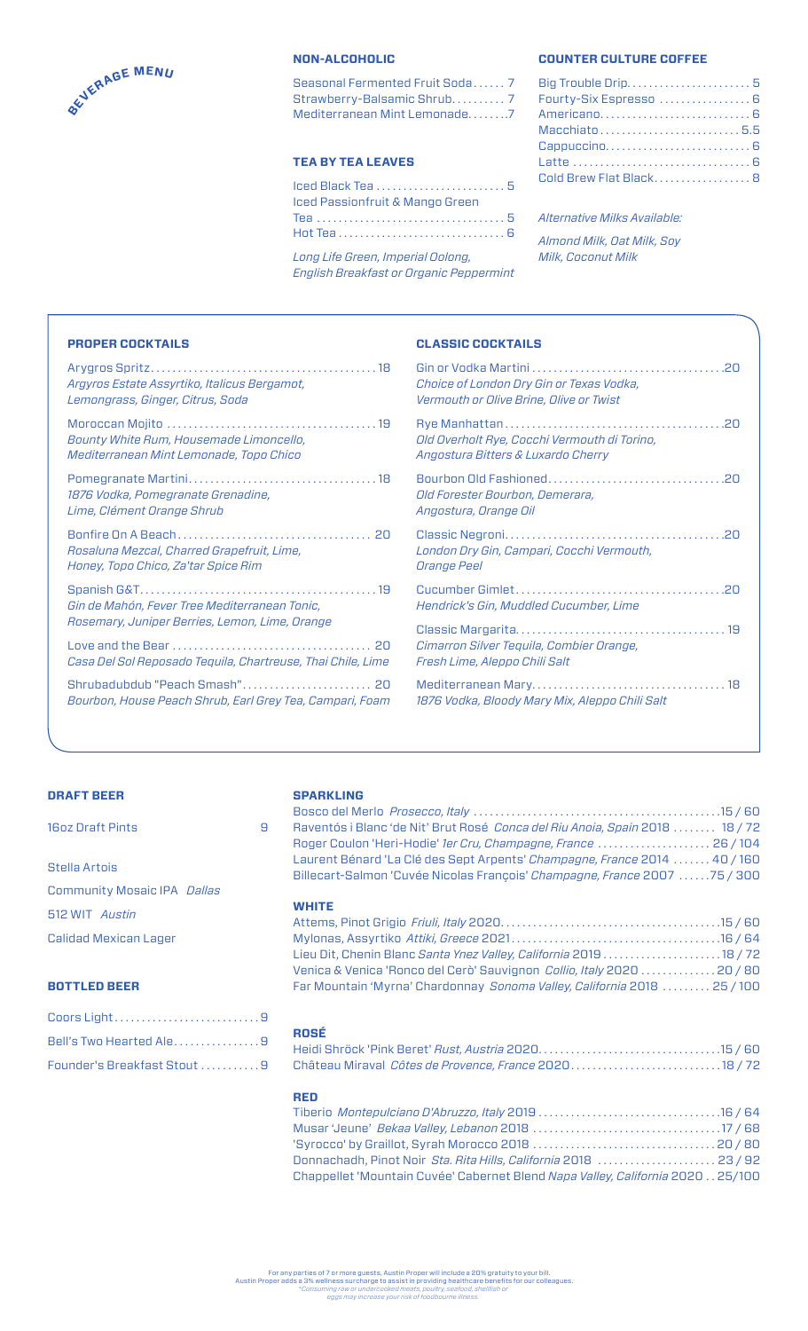# BEVERAGE MENU

## NON-ALCOHOLIC

Seasonal Fermented Fruit Soda...... 7
Strawberry-Balsamic Shrub.......... 7
Mediterranean Mint Lemonade........7

## TEA BY TEA LEAVES

Iced Black Tea ........................ 5
Iced Passionfruit & Mango Green Tea ................................... 5
Hot Tea ............................... 6

*Long Life Green, Imperial Oolong, English Breakfast or Organic Peppermint*

## COUNTER CULTURE COFFEE

Big Trouble Drip....................... 5
Fourty-Six Espresso ................ 6
Americano............................ 6
Macchiato.......................... 5.5
Cappuccino........................... 6
Latte ................................. 6
Cold Brew Flat Black.................. 8

*Alternative Milks Available:*

*Almond Milk, Oat Milk, Soy Milk, Coconut Milk*

## PROPER COCKTAILS

Arygros Spritz......................................... 18
*Argyros Estate Assyrtiko, Italicus Bergamot, Lemongrass, Ginger, Citrus, Soda*

Moroccan Mojito ...................................... 19
*Bounty White Rum, Housemade Limoncello, Mediterranean Mint Lemonade, Topo Chico*

Pomegranate Martini.................................. 18
*1876 Vodka, Pomegranate Grenadine, Lime, Clément Orange Shrub*

Bonfire On A Beach................................... 20
*Rosaluna Mezcal, Charred Grapefruit, Lime, Honey, Topo Chico, Za'tar Spice Rim*

Spanish G&T........................................... 19
*Gin de Mahón, Fever Tree Mediterranean Tonic, Rosemary, Juniper Berries, Lemon, Lime, Orange*

Love and the Bear .................................... 20
*Casa Del Sol Reposado Tequila, Chartreuse, Thai Chile, Lime*

Shrubadubdub "Peach Smash"........................ 20
*Bourbon, House Peach Shrub, Earl Grey Tea, Campari, Foam*

## CLASSIC COCKTAILS

Gin or Vodka Martini ....................................20
*Choice of London Dry Gin or Texas Vodka, Vermouth or Olive Brine, Olive or Twist*

Rye Manhattan........................................20
*Old Overholt Rye, Cocchi Vermouth di Torino, Angostura Bitters & Luxardo Cherry*

Bourbon Old Fashioned................................20
*Old Forester Bourbon, Demerara, Angostura, Orange Oil*

Classic Negroni........................................20
*London Dry Gin, Campari, Cocchi Vermouth, Orange Peel*

Cucumber Gimlet......................................20
*Hendrick's Gin, Muddled Cucumber, Lime*

Classic Margarita...................................... 19
*Cimarron Silver Tequila, Combier Orange, Fresh Lime, Aleppo Chili Salt*

Mediterranean Mary................................... 18
*1876 Vodka, Bloody Mary Mix, Aleppo Chili Salt*

## DRAFT BEER

16oz Draft Pints 9

Stella Artois
Community Mosaic IPA *Dallas*
512 WIT *Austin*
Calidad Mexican Lager

## BOTTLED BEER

Coors Light.......................... 9
Bell's Two Hearted Ale................ 9
Founder's Breakfast Stout ........... 9

## SPARKLING

Bosco del Merlo *Prosecco, Italy* .............................................15 / 60
Raventós i Blanc 'de Nit' Brut Rosé *Conca del Riu Anoia, Spain* 2018 ........ 18 / 72
Roger Coulon 'Heri-Hodie' *1er Cru, Champagne, France* .................... 26 / 104
Laurent Bénard 'La Clé des Sept Arpents' *Champagne, France* 2014 ....... 40 / 160
Billecart-Salmon 'Cuvée Nicolas François' *Champagne, France* 2007 ......75 / 300

## WHITE

Attems, Pinot Grigio *Friuli, Italy* 2020........................................15 / 60
Mylonas, Assyrtiko *Attiki, Greece* 2021......................................16 / 64
Lieu Dit, Chenin Blanc *Santa Ynez Valley, California* 2019 ......................18 / 72
Venica & Venica 'Ronco del Cerò' Sauvignon *Collio, Italy* 2020 .............20 / 80
Far Mountain 'Myrna' Chardonnay *Sonoma Valley, California* 2018 ......... 25 / 100

## ROSÉ

Heidi Shröck 'Pink Beret' *Rust, Austria* 2020.................................15 / 60
Château Miraval *Côtes de Provence, France* 2020............................18 / 72

## RED

Tiberio *Montepulciano D'Abruzzo, Italy* 2019 ..................................16 / 64
Musar 'Jeune' *Bekaa Valley, Lebanon* 2018 ..................................17 / 68
'Syrocco' by Graillot, Syrah Morocco 2018 .................................20 / 80
Donnachadh, Pinot Noir *Sta. Rita Hills, California* 2018 ...................... 23 / 92
Chappellet 'Mountain Cuvée' Cabernet Blend *Napa Valley, California* 2020 . . 25/100

For any parties of 7 or more guests, Austin Proper will include a 20% gratuity to your bill.
Austin Proper adds a 3% wellness surcharge to assist in providing healthcare benefits for our colleagues.
*\*Consuming raw or undercooked meats, poultry, seafood, shellfish or eggs may increase your risk of foodborne illness.*